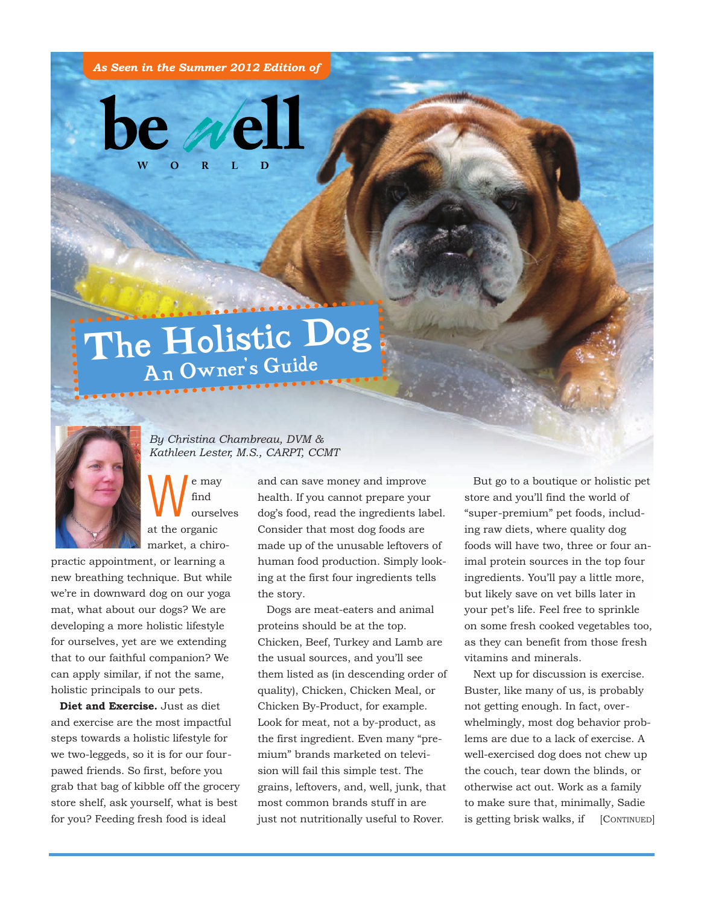*As Seen in the Summer 2012 Edition of*

**be well WORLD**

# The Holistic Dog

## An Owner's Guide

*By Christina Chambreau, DVM & Kathleen Lester, M.S., CARPT, CCMT*

We may find ourselves at the organic market, a chiropractic appointment, or learning a new breathing technique. But while we're in downward dog on our yoga mat, what about our dogs? We are developing a more holistic lifestyle for ourselves, yet are we extending that to our faithful companion? We can apply similar, if not the same, holistic principals to our pets.

**Diet and Exercise.** Just as diet and exercise are the most impactful steps towards a holistic lifestyle for we two-leggeds, so it is for our four-pawed friends. So first, before you grab that bag of kibble off the grocery store shelf, ask yourself, what is best for you? Feeding fresh food is ideal and can save money and improve health. If you cannot prepare your dog's food, read the ingredients label. Consider that most dog foods are made up of the unusable leftovers of human food production. Simply looking at the first four ingredients tells the story.

Dogs are meat-eaters and animal proteins should be at the top. Chicken, Beef, Turkey and Lamb are the usual sources, and you'll see them listed as (in descending order of quality), Chicken, Chicken Meal, or Chicken By-Product, for example. Look for meat, not a by-product, as the first ingredient. Even many "premium" brands marketed on television will fail this simple test. The grains, leftovers, and, well, junk, that most common brands stuff in are just not nutritionally useful to Rover.

But go to a boutique or holistic pet store and you'll find the world of "super-premium" pet foods, including raw diets, where quality dog foods will have two, three or four animal protein sources in the top four ingredients. You'll pay a little more, but likely save on vet bills later in your pet's life. Feel free to sprinkle on some fresh cooked vegetables too, as they can benefit from those fresh vitamins and minerals.

Next up for discussion is exercise. Buster, like many of us, is probably not getting enough. In fact, overwhelmingly, most dog behavior problems are due to a lack of exercise. A well-exercised dog does not chew up the couch, tear down the blinds, or otherwise act out. Work as a family to make sure that, minimally, Sadie is getting brisk walks, if [CONTINUED]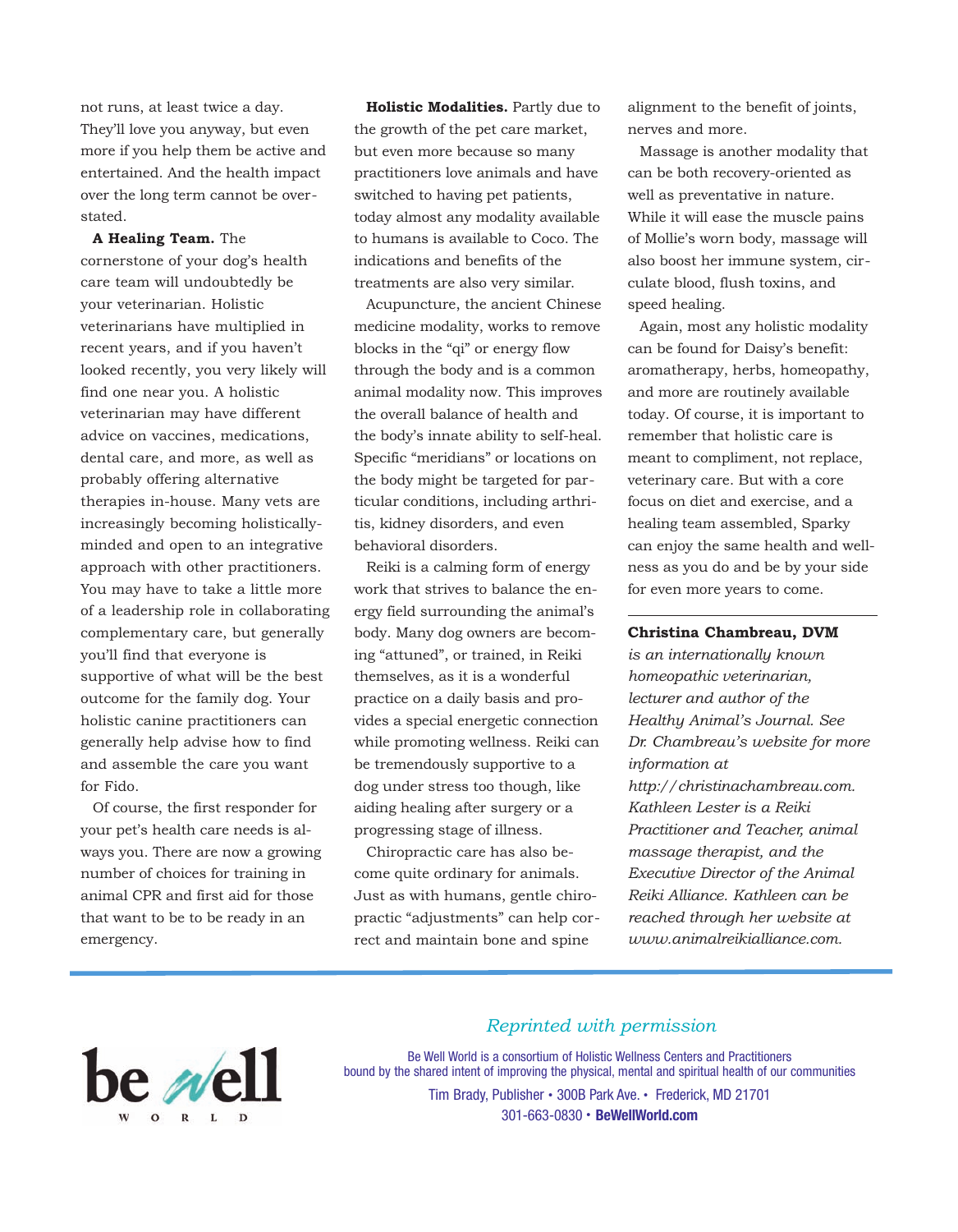not runs, at least twice a day. They'll love you anyway, but even more if you help them be active and entertained. And the health impact over the long term cannot be overstated.

**A Healing Team.** The cornerstone of your dog's health care team will undoubtedly be your veterinarian. Holistic veterinarians have multiplied in recent years, and if you haven't looked recently, you very likely will find one near you. A holistic veterinarian may have different advice on vaccines, medications, dental care, and more, as well as probably offering alternative therapies in-house. Many vets are increasingly becoming holistically-minded and open to an integrative approach with other practitioners. You may have to take a little more of a leadership role in collaborating complementary care, but generally you'll find that everyone is supportive of what will be the best outcome for the family dog. Your holistic canine practitioners can generally help advise how to find and assemble the care you want for Fido.

Of course, the first responder for your pet's health care needs is always you. There are now a growing number of choices for training in animal CPR and first aid for those that want to be to be ready in an emergency.

**Holistic Modalities.** Partly due to the growth of the pet care market, but even more because so many practitioners love animals and have switched to having pet patients, today almost any modality available to humans is available to Coco. The indications and benefits of the treatments are also very similar.

Acupuncture, the ancient Chinese medicine modality, works to remove blocks in the "qi" or energy flow through the body and is a common animal modality now. This improves the overall balance of health and the body's innate ability to self-heal. Specific "meridians" or locations on the body might be targeted for particular conditions, including arthritis, kidney disorders, and even behavioral disorders.

Reiki is a calming form of energy work that strives to balance the energy field surrounding the animal's body. Many dog owners are becoming "attuned", or trained, in Reiki themselves, as it is a wonderful practice on a daily basis and provides a special energetic connection while promoting wellness. Reiki can be tremendously supportive to a dog under stress too though, like aiding healing after surgery or a progressing stage of illness.

Chiropractic care has also become quite ordinary for animals. Just as with humans, gentle chiropractic "adjustments" can help correct and maintain bone and spine alignment to the benefit of joints, nerves and more.

Massage is another modality that can be both recovery-oriented as well as preventative in nature. While it will ease the muscle pains of Mollie's worn body, massage will also boost her immune system, circulate blood, flush toxins, and speed healing.

Again, most any holistic modality can be found for Daisy's benefit: aromatherapy, herbs, homeopathy, and more are routinely available today. Of course, it is important to remember that holistic care is meant to compliment, not replace, veterinary care. But with a core focus on diet and exercise, and a healing team assembled, Sparky can enjoy the same health and wellness as you do and be by your side for even more years to come.

---

**Christina Chambreau, DVM** *is an internationally known homeopathic veterinarian, lecturer and author of the Healthy Animal's Journal. See Dr. Chambreau's website for more information at http://christinachambreau.com. Kathleen Lester is a Reiki Practitioner and Teacher, animal massage therapist, and the Executive Director of the Animal Reiki Alliance. Kathleen can be reached through her website at www.animalreikialliance.com.*

*Reprinted with permission*

be well WORLD

Be Well World is a consortium of Holistic Wellness Centers and Practitioners bound by the shared intent of improving the physical, mental and spiritual health of our communities

Tim Brady, Publisher • 300B Park Ave. • Frederick, MD 21701
301-663-0830 • **BeWellWorld.com**